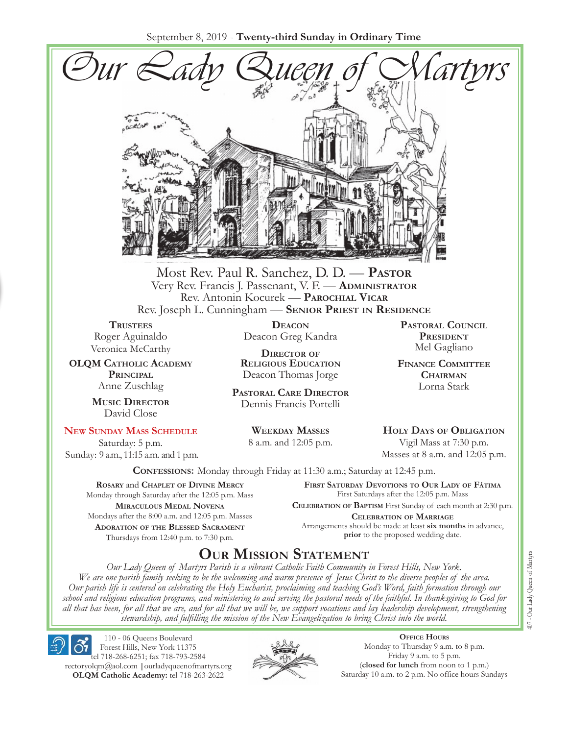September 8, 2019 - **Twenty-third Sunday in Ordinary Time**

# Our Lady Queen of Martyrs

Most Rev. Paul R. Sanchez, D. D. — **Pastor**
Very Rev. Francis J. Passenant, V. F. — **Administrator**
Rev. Antonin Kocurek — **Parochial Vicar**
Rev. Joseph L. Cunningham — **Senior Priest in Residence**

**Trustees**
Roger Aguinaldo
Veronica McCarthy

**OLQM Catholic Academy Principal**
Anne Zuschlag

**Music Director**
David Close

**Deacon**
Deacon Greg Kandra

**Director of Religious Education**
Deacon Thomas Jorge

**Pastoral Care Director**
Dennis Francis Portelli

**Pastoral Council President**
Mel Gagliano

**Finance Committee Chairman**
Lorna Stark

**New Sunday Mass Schedule**
Saturday: 5 p.m.
Sunday: 9 a.m., 11:15 a.m. and 1 p.m.

**Weekday Masses**
8 a.m. and 12:05 p.m.

**Holy Days of Obligation**
Vigil Mass at 7:30 p.m.
Masses at 8 a.m. and 12:05 p.m.

**Confessions:** Monday through Friday at 11:30 a.m.; Saturday at 12:45 p.m.

**Rosary** and **Chaplet of Divine Mercy**
Monday through Saturday after the 12:05 p.m. Mass

**Miraculous Medal Novena**
Mondays after the 8:00 a.m. and 12:05 p.m. Masses

**Adoration of the Blessed Sacrament**
Thursdays from 12:40 p.m. to 7:30 p.m.

**First Saturday Devotions to Our Lady of Fátima**
First Saturdays after the 12:05 p.m. Mass

**Celebration of Baptism** First Sunday of each month at 2:30 p.m.

**Celebration of Marriage**
Arrangements should be made at least **six months** in advance, **prior** to the proposed wedding date.

## Our Mission Statement

*Our Lady Queen of Martyrs Parish is a vibrant Catholic Faith Community in Forest Hills, New York. We are one parish family seeking to be the welcoming and warm presence of Jesus Christ to the diverse peoples of the area. Our parish life is centered on celebrating the Holy Eucharist, proclaiming and teaching God's Word, faith formation through our school and religious education programs, and ministering to and serving the pastoral needs of the faithful. In thanksgiving to God for all that has been, for all that we are, and for all that we will be, we support vocations and lay leadership development, strengthening stewardship, and fulfilling the mission of the New Evangelization to bring Christ into the world.*

110 - 06 Queens Boulevard
Forest Hills, New York 11375
tel 718-268-6251; fax 718-793-2584
rectoryolqm@aol.com | ourladyqueenofmartyrs.org
**OLQM Catholic Academy:** tel 718-263-2622

**Office Hours**
Monday to Thursday 9 a.m. to 8 p.m.
Friday 9 a.m. to 5 p.m.
(**closed for lunch** from noon to 1 p.m.)
Saturday 10 a.m. to 2 p.m. No office hours Sundays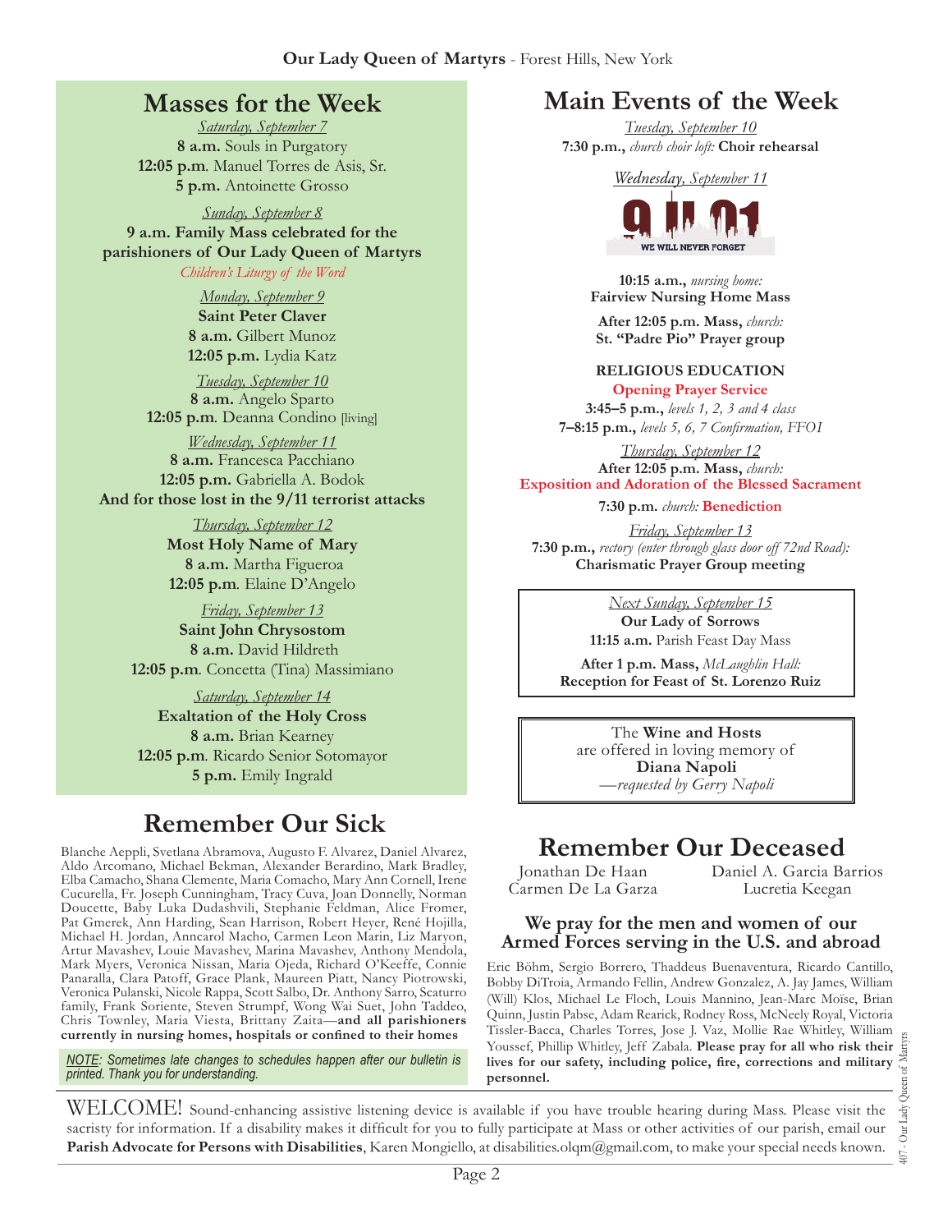## Masses for the Week

*Saturday, September 7*
**8 a.m.** Souls in Purgatory
**12:05 p.m**. Manuel Torres de Asis, Sr.
**5 p.m.** Antoinette Grosso

*Sunday, September 8*
**9 a.m. Family Mass celebrated for the parishioners of Our Lady Queen of Martyrs**
*Children's Liturgy of the Word*

*Monday, September 9*
**Saint Peter Claver**
**8 a.m.** Gilbert Munoz
**12:05 p.m.** Lydia Katz

*Tuesday, September 10*
**8 a.m.** Angelo Sparto
**12:05 p.m**. Deanna Condino [living]

*Wednesday, September 11*
**8 a.m.** Francesca Pacchiano
**12:05 p.m.** Gabriella A. Bodok
**And for those lost in the 9/11 terrorist attacks**

*Thursday, September 12*
**Most Holy Name of Mary**
**8 a.m.** Martha Figueroa
**12:05 p.m**. Elaine D'Angelo

*Friday, September 13*
**Saint John Chrysostom**
**8 a.m.** David Hildreth
**12:05 p.m**. Concetta (Tina) Massimiano

*Saturday, September 14*
**Exaltation of the Holy Cross**
**8 a.m.** Brian Kearney
**12:05 p.m**. Ricardo Senior Sotomayor
**5 p.m.** Emily Ingrald

## Remember Our Sick

Blanche Aeppli, Svetlana Abramova, Augusto F. Alvarez, Daniel Alvarez, Aldo Arcomano, Michael Bekman, Alexander Berardino, Mark Bradley, Elba Camacho, Shana Clemente, Maria Comacho, Mary Ann Cornell, Irene Cucurella, Fr. Joseph Cunningham, Tracy Cuva, Joan Donnelly, Norman Doucette, Baby Luka Dudashvili, Stephanie Feldman, Alice Fromer, Pat Gmerek, Ann Harding, Sean Harrison, Robert Heyer, René Hojilla, Michael H. Jordan, Anncarol Macho, Carmen Leon Marin, Liz Maryon, Artur Mavashev, Louie Mavashev, Marina Mavashev, Anthony Mendola, Mark Myers, Veronica Nissan, Maria Ojeda, Richard O'Keeffe, Connie Panaralla, Clara Patoff, Grace Plank, Maureen Piatt, Nancy Piotrowski, Veronica Pulanski, Nicole Rappa, Scott Salbo, Dr. Anthony Sarro, Scaturro family, Frank Soriente, Steven Strumpf, Wong Wai Suet, John Taddeo, Chris Townley, Maria Viesta, Brittany Zaita—**and all parishioners currently in nursing homes, hospitals or confined to their homes**

*NOTE: Sometimes late changes to schedules happen after our bulletin is printed. Thank you for understanding.*

## Main Events of the Week

*Tuesday, September 10*
**7:30 p.m.,** *church choir loft:* **Choir rehearsal**

*Wednesday, September 11*

9 11 01 — WE WILL NEVER FORGET

**10:15 a.m.,** *nursing home:*
**Fairview Nursing Home Mass**

**After 12:05 p.m. Mass,** *church:*
**St. "Padre Pio" Prayer group**

**RELIGIOUS EDUCATION**
**Opening Prayer Service**
**3:45–5 p.m.,** *levels 1, 2, 3 and 4 class*
**7–8:15 p.m.,** *levels 5, 6, 7 Confirmation, FFOI*

*Thursday, September 12*
**After 12:05 p.m. Mass,** *church:*
**Exposition and Adoration of the Blessed Sacrament**
**7:30 p.m.** *church:* **Benediction**

*Friday, September 13*
**7:30 p.m.,** *rectory (enter through glass door off 72nd Road):*
**Charismatic Prayer Group meeting**

*Next Sunday, September 15*
**Our Lady of Sorrows**
**11:15 a.m.** Parish Feast Day Mass
**After 1 p.m. Mass,** *McLaughlin Hall:*
**Reception for Feast of St. Lorenzo Ruiz**

The **Wine and Hosts** are offered in loving memory of **Diana Napoli**
*—requested by Gerry Napoli*

## Remember Our Deceased

Jonathan De Haan
Carmen De La Garza
Daniel A. Garcia Barrios
Lucretia Keegan

### We pray for the men and women of our Armed Forces serving in the U.S. and abroad

Eric Böhm, Sergio Borrero, Thaddeus Buenaventura, Ricardo Cantillo, Bobby DiTroia, Armando Fellin, Andrew Gonzalez, A. Jay James, William (Will) Klos, Michael Le Floch, Louis Mannino, Jean-Marc Moïse, Brian Quinn, Justin Pabse, Adam Rearick, Rodney Ross, McNeely Royal, Victoria Tissler-Bacca, Charles Torres, Jose J. Vaz, Mollie Rae Whitley, William Youssef, Phillip Whitley, Jeff Zabala. **Please pray for all who risk their lives for our safety, including police, fire, corrections and military personnel.**

WELCOME! Sound-enhancing assistive listening device is available if you have trouble hearing during Mass. Please visit the sacristy for information. If a disability makes it difficult for you to fully participate at Mass or other activities of our parish, email our **Parish Advocate for Persons with Disabilities**, Karen Mongiello, at disabilities.olqm@gmail.com, to make your special needs known.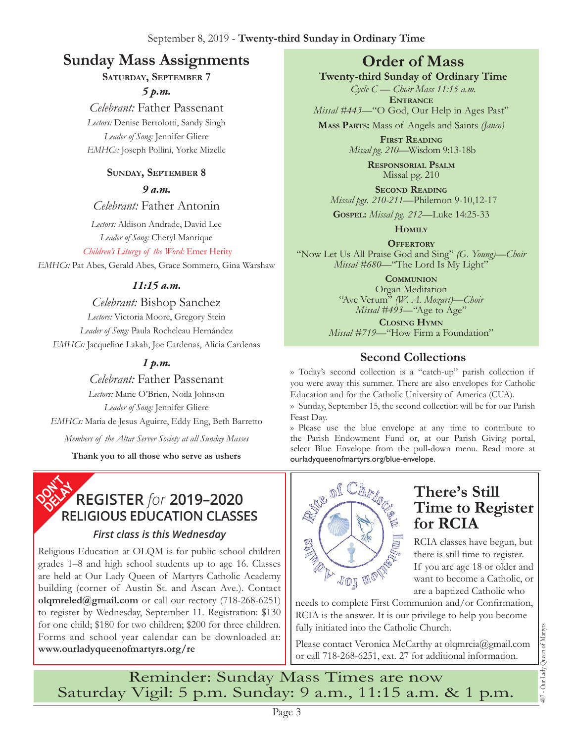September 8, 2019 - **Twenty-third Sunday in Ordinary Time**

## Sunday Mass Assignments

**Saturday, September 7**

***5 p.m.***

*Celebrant:* Father Passenant

*Lectors:* Denise Bertolotti, Sandy Singh

*Leader of Song:* Jennifer Gliere

*EMHCs:* Joseph Pollini, Yorke Mizelle

**Sunday, September 8**

***9 a.m.***

*Celebrant:* Father Antonin

*Lectors:* Aldison Andrade, David Lee

*Leader of Song:* Cheryl Manrique

*Children's Liturgy of the Word:* Emer Herity

*EMHCs:* Pat Abes, Gerald Abes, Grace Sommero, Gina Warshaw

***11:15 a.m.***

*Celebrant:* Bishop Sanchez

*Lectors:* Victoria Moore, Gregory Stein

*Leader of Song:* Paula Rocheleau Hernández

*EMHCs:* Jacqueline Lakah, Joe Cardenas, Alicia Cardenas

***1 p.m.***

*Celebrant:* Father Passenant

*Lectors:* Marie O'Brien, Noila Johnson

*Leader of Song:* Jennifer Gliere

*EMHCs:* Maria de Jesus Aguirre, Eddy Eng, Beth Barretto

*Members of the Altar Server Society at all Sunday Masses*

**Thank you to all those who serve as ushers**

## Order of Mass

**Twenty-third Sunday of Ordinary Time**

*Cycle C — Choir Mass 11:15 a.m.*

**Entrance**
*Missal #443*—"O God, Our Help in Ages Past"

**Mass Parts:** Mass of Angels and Saints *(Janco)*

**First Reading**
*Missal pg. 210*—Wisdom 9:13-18b

**Responsorial Psalm**
Missal pg. 210

**Second Reading**
*Missal pgs. 210-211*—Philemon 9-10,12-17

**Gospel:** *Missal pg. 212*—Luke 14:25-33

**Homily**

**Offertory**
"Now Let Us All Praise God and Sing" *(G. Young)—Choir*
*Missal #680*—"The Lord Is My Light"

**Communion**
Organ Meditation
"Ave Verum" *(W. A. Mozart)—Choir*
*Missal #493*—"Age to Age"

**Closing Hymn**
*Missal #719*—"How Firm a Foundation"

## Second Collections

» Today's second collection is a "catch-up" parish collection if you were away this summer. There are also envelopes for Catholic Education and for the Catholic University of America (CUA).

» Sunday, September 15, the second collection will be for our Parish Feast Day.

» Please use the blue envelope at any time to contribute to the Parish Endowment Fund or, at our Parish Giving portal, select Blue Envelope from the pull-down menu. Read more at ourladyqueenofmartyrs.org/blue-envelope.

DON'T DELAY

## REGISTER *for* 2019–2020 RELIGIOUS EDUCATION CLASSES

***First class is this Wednesday***

Religious Education at OLQM is for public school children grades 1–8 and high school students up to age 16. Classes are held at Our Lady Queen of Martyrs Catholic Academy building (corner of Austin St. and Ascan Ave.). Contact **olqmreled@gmail.com** or call our rectory (718-268-6251) to register by Wednesday, September 11. Registration: $130 for one child; $180 for two children; $200 for three children. Forms and school year calendar can be downloaded at: **www.ourladyqueenofmartyrs.org/re**

## There's Still Time to Register for RCIA

RCIA classes have begun, but there is still time to register. If you are age 18 or older and want to become a Catholic, or are a baptized Catholic who needs to complete First Communion and/or Confirmation, RCIA is the answer. It is our privilege to help you become fully initiated into the Catholic Church.

Please contact Veronica McCarthy at olqmrcia@gmail.com or call 718-268-6251, ext. 27 for additional information.

Reminder: Sunday Mass Times are now
Saturday Vigil: 5 p.m. Sunday: 9 a.m., 11:15 a.m. & 1 p.m.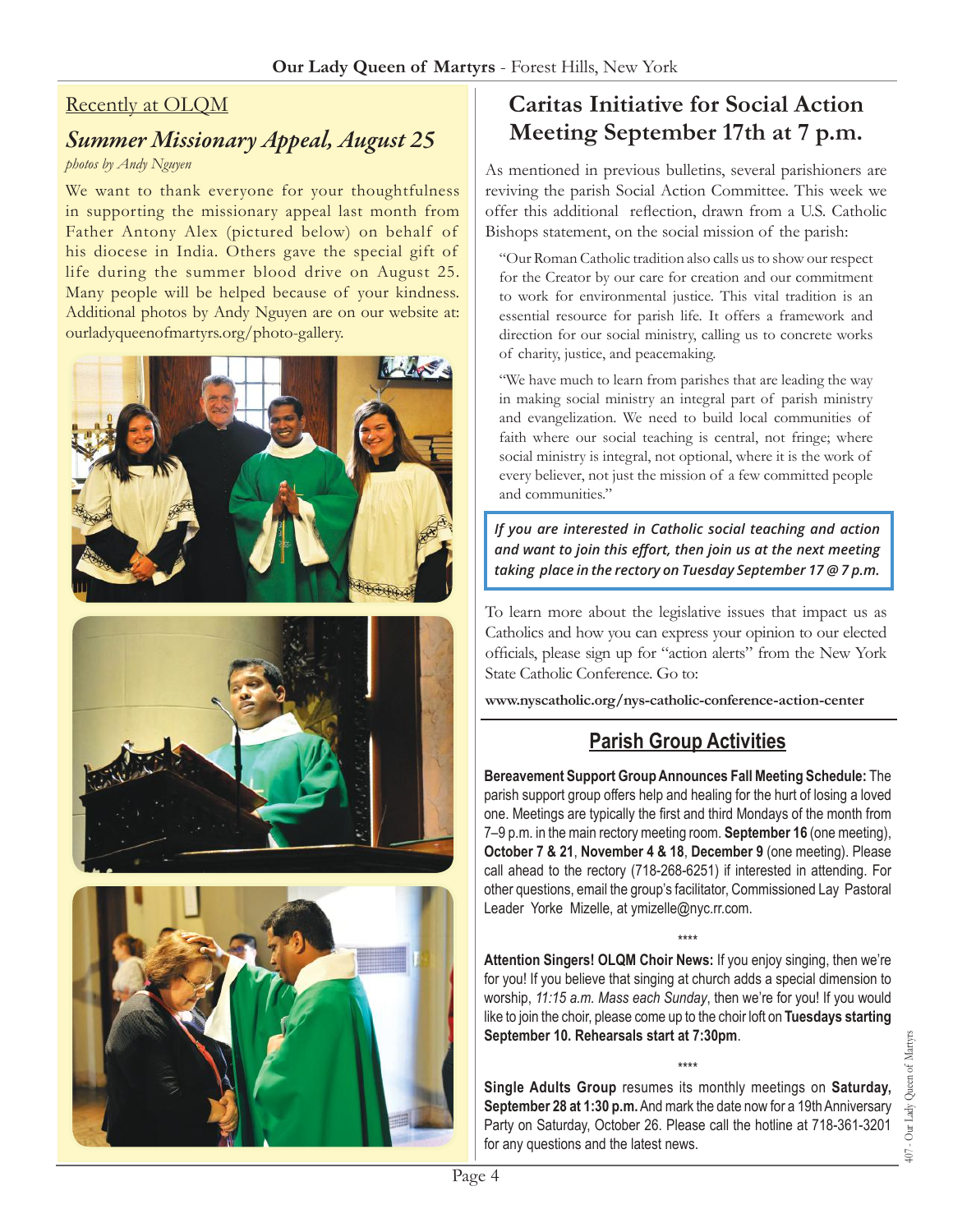## Recently at OLQM

### *Summer Missionary Appeal, August 25*

*photos by Andy Nguyen*

We want to thank everyone for your thoughtfulness in supporting the missionary appeal last month from Father Antony Alex (pictured below) on behalf of his diocese in India. Others gave the special gift of life during the summer blood drive on August 25. Many people will be helped because of your kindness. Additional photos by Andy Nguyen are on our website at: ourladyqueenofmartyrs.org/photo-gallery.

## Caritas Initiative for Social Action Meeting September 17th at 7 p.m.

As mentioned in previous bulletins, several parishioners are reviving the parish Social Action Committee. This week we offer this additional reflection, drawn from a U.S. Catholic Bishops statement, on the social mission of the parish:

> "Our Roman Catholic tradition also calls us to show our respect for the Creator by our care for creation and our commitment to work for environmental justice. This vital tradition is an essential resource for parish life. It offers a framework and direction for our social ministry, calling us to concrete works of charity, justice, and peacemaking.
>
> "We have much to learn from parishes that are leading the way in making social ministry an integral part of parish ministry and evangelization. We need to build local communities of faith where our social teaching is central, not fringe; where social ministry is integral, not optional, where it is the work of every believer, not just the mission of a few committed people and communities."

***If you are interested in Catholic social teaching and action and want to join this effort, then join us at the next meeting taking place in the rectory on Tuesday September 17 @ 7 p.m.***

To learn more about the legislative issues that impact us as Catholics and how you can express your opinion to our elected officials, please sign up for "action alerts" from the New York State Catholic Conference. Go to:

**www.nyscatholic.org/nys-catholic-conference-action-center**

## Parish Group Activities

**Bereavement Support Group Announces Fall Meeting Schedule:** The parish support group offers help and healing for the hurt of losing a loved one. Meetings are typically the first and third Mondays of the month from 7–9 p.m. in the main rectory meeting room. **September 16** (one meeting), **October 7 & 21**, **November 4 & 18**, **December 9** (one meeting). Please call ahead to the rectory (718-268-6251) if interested in attending. For other questions, email the group's facilitator, Commissioned Lay Pastoral Leader Yorke Mizelle, at ymizelle@nyc.rr.com.

****

**Attention Singers! OLQM Choir News:** If you enjoy singing, then we're for you! If you believe that singing at church adds a special dimension to worship, *11:15 a.m. Mass each Sunday*, then we're for you! If you would like to join the choir, please come up to the choir loft on **Tuesdays starting September 10. Rehearsals start at 7:30pm**.

****

**Single Adults Group** resumes its monthly meetings on **Saturday, September 28 at 1:30 p.m.** And mark the date now for a 19th Anniversary Party on Saturday, October 26. Please call the hotline at 718-361-3201 for any questions and the latest news.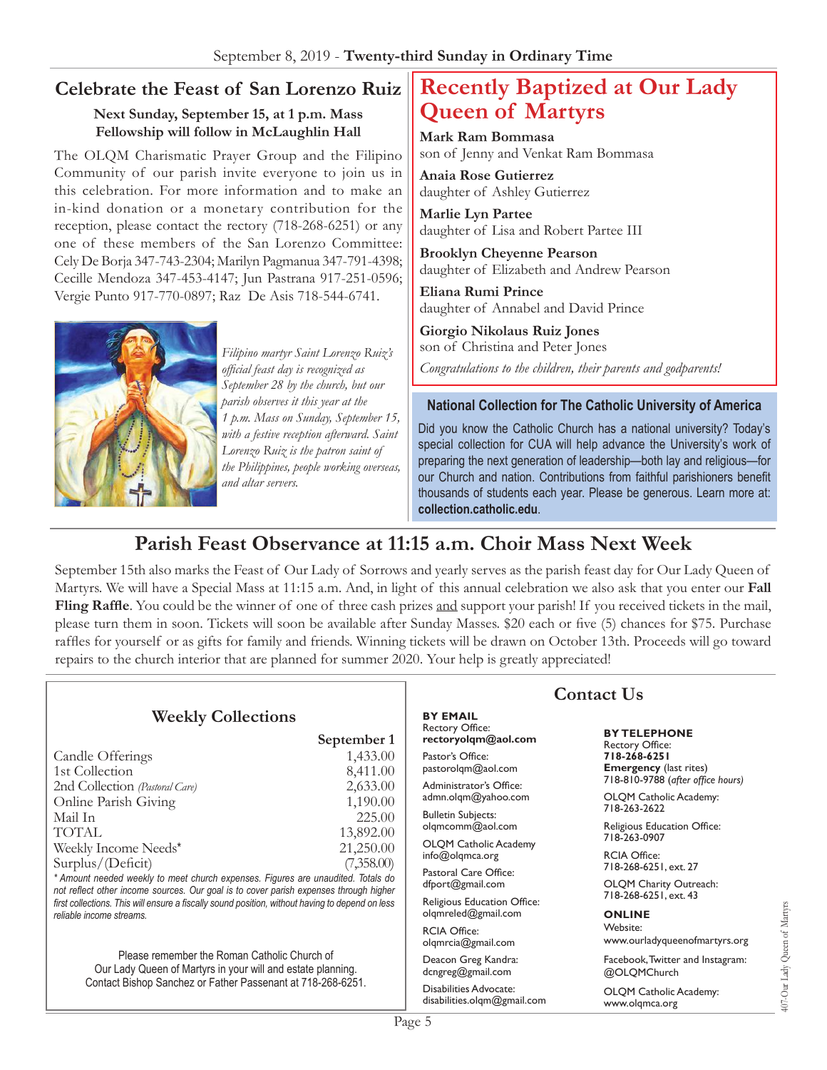## Celebrate the Feast of San Lorenzo Ruiz

**Next Sunday, September 15, at 1 p.m. Mass**
**Fellowship will follow in McLaughlin Hall**

The OLQM Charismatic Prayer Group and the Filipino Community of our parish invite everyone to join us in this celebration. For more information and to make an in-kind donation or a monetary contribution for the reception, please contact the rectory (718-268-6251) or any one of these members of the San Lorenzo Committee: Cely De Borja 347-743-2304; Marilyn Pagmanua 347-791-4398; Cecille Mendoza 347-453-4147; Jun Pastrana 917-251-0596; Vergie Punto 917-770-0897; Raz De Asis 718-544-6741.

*Filipino martyr Saint Lorenzo Ruiz's official feast day is recognized as September 28 by the church, but our parish observes it this year at the 1 p.m. Mass on Sunday, September 15, with a festive reception afterward. Saint Lorenzo Ruiz is the patron saint of the Philippines, people working overseas, and altar servers.*

## Recently Baptized at Our Lady Queen of Martyrs

**Mark Ram Bommasa**
son of Jenny and Venkat Ram Bommasa

**Anaia Rose Gutierrez**
daughter of Ashley Gutierrez

**Marlie Lyn Partee**
daughter of Lisa and Robert Partee III

**Brooklyn Cheyenne Pearson**
daughter of Elizabeth and Andrew Pearson

**Eliana Rumi Prince**
daughter of Annabel and David Prince

**Giorgio Nikolaus Ruiz Jones**
son of Christina and Peter Jones

*Congratulations to the children, their parents and godparents!*

### National Collection for The Catholic University of America

Did you know the Catholic Church has a national university? Today's special collection for CUA will help advance the University's work of preparing the next generation of leadership—both lay and religious—for our Church and nation. Contributions from faithful parishioners benefit thousands of students each year. Please be generous. Learn more at: **collection.catholic.edu**.

## Parish Feast Observance at 11:15 a.m. Choir Mass Next Week

September 15th also marks the Feast of Our Lady of Sorrows and yearly serves as the parish feast day for Our Lady Queen of Martyrs. We will have a Special Mass at 11:15 a.m. And, in light of this annual celebration we also ask that you enter our **Fall Fling Raffle**. You could be the winner of one of three cash prizes and support your parish! If you received tickets in the mail, please turn them in soon. Tickets will soon be available after Sunday Masses. $20 each or five (5) chances for $75. Purchase raffles for yourself or as gifts for family and friends. Winning tickets will be drawn on October 13th. Proceeds will go toward repairs to the church interior that are planned for summer 2020. Your help is greatly appreciated!

### Weekly Collections

| | September 1 |
|---|---|
| Candle Offerings | 1,433.00 |
| 1st Collection | 8,411.00 |
| 2nd Collection *(Pastoral Care)* | 2,633.00 |
| Online Parish Giving | 1,190.00 |
| Mail In | 225.00 |
| TOTAL | 13,892.00 |
| Weekly Income Needs* | 21,250.00 |
| Surplus/(Deficit) | (7,358.00) |

*\* Amount needed weekly to meet church expenses. Figures are unaudited. Totals do not reflect other income sources. Our goal is to cover parish expenses through higher first collections. This will ensure a fiscally sound position, without having to depend on less reliable income streams.*

Please remember the Roman Catholic Church of Our Lady Queen of Martyrs in your will and estate planning. Contact Bishop Sanchez or Father Passenant at 718-268-6251.

### Contact Us

**BY EMAIL**

Rectory Office:
**rectoryolqm@aol.com**

Pastor's Office:
pastorolqm@aol.com

Administrator's Office:
admn.olqm@yahoo.com

Bulletin Subjects:
olqmcomm@aol.com

OLQM Catholic Academy
info@olqmca.org

Pastoral Care Office:
dfport@gmail.com

Religious Education Office:
olqmreled@gmail.com

RCIA Office:
olqmrcia@gmail.com

Deacon Greg Kandra:
dcngreg@gmail.com

Disabilities Advocate:
disabilities.olqm@gmail.com

**BY TELEPHONE**

Rectory Office:
**718-268-6251**

**Emergency** (last rites)
718-810-9788 *(after office hours)*

OLQM Catholic Academy:
718-263-2622

Religious Education Office:
718-263-0907

RCIA Office:
718-268-6251, ext. 27

OLQM Charity Outreach:
718-268-6251, ext. 43

**ONLINE**

Website:
www.ourladyqueenofmartyrs.org

Facebook, Twitter and Instagram:
@OLQMChurch

OLQM Catholic Academy:
www.olqmca.org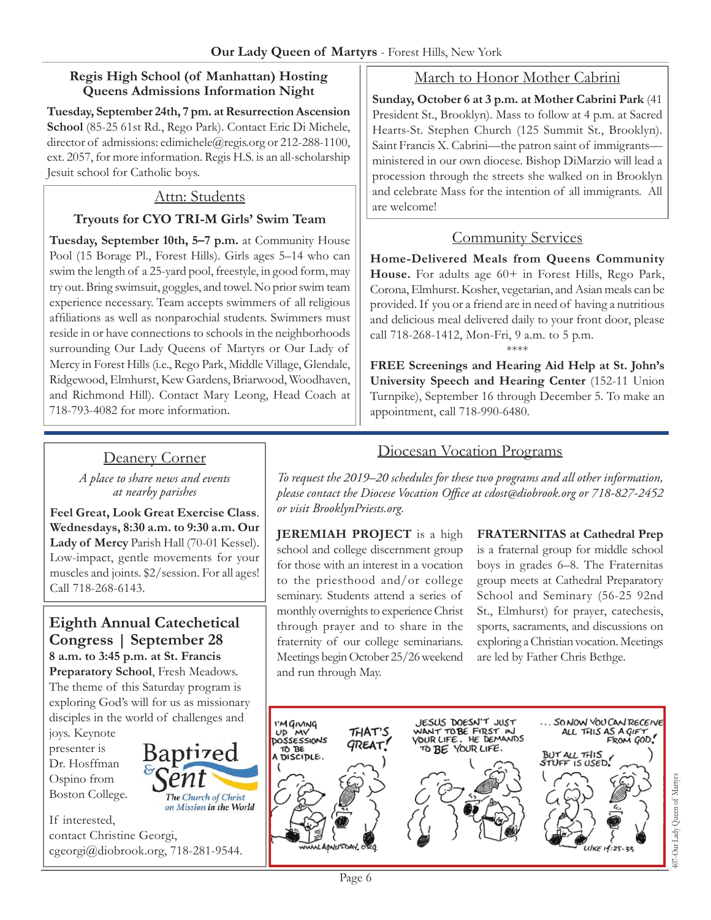### Regis High School (of Manhattan) Hosting Queens Admissions Information Night

**Tuesday, September 24th, 7 pm. at Resurrection Ascension School** (85-25 61st Rd., Rego Park). Contact Eric Di Michele, director of admissions: edimichele@regis.org or 212-288-1100, ext. 2057, for more information. Regis H.S. is an all-scholarship Jesuit school for Catholic boys.

## Attn: Students

### Tryouts for CYO TRI-M Girls' Swim Team

**Tuesday, September 10th, 5–7 p.m.** at Community House Pool (15 Borage Pl., Forest Hills). Girls ages 5–14 who can swim the length of a 25-yard pool, freestyle, in good form, may try out. Bring swimsuit, goggles, and towel. No prior swim team experience necessary. Team accepts swimmers of all religious affiliations as well as nonparochial students. Swimmers must reside in or have connections to schools in the neighborhoods surrounding Our Lady Queens of Martyrs or Our Lady of Mercy in Forest Hills (i.e., Rego Park, Middle Village, Glendale, Ridgewood, Elmhurst, Kew Gardens, Briarwood, Woodhaven, and Richmond Hill). Contact Mary Leong, Head Coach at 718-793-4082 for more information.

## March to Honor Mother Cabrini

**Sunday, October 6 at 3 p.m. at Mother Cabrini Park** (41 President St., Brooklyn). Mass to follow at 4 p.m. at Sacred Hearts-St. Stephen Church (125 Summit St., Brooklyn). Saint Francis X. Cabrini—the patron saint of immigrants—ministered in our own diocese. Bishop DiMarzio will lead a procession through the streets she walked on in Brooklyn and celebrate Mass for the intention of all immigrants. All are welcome!

## Community Services

**Home-Delivered Meals from Queens Community House.** For adults age 60+ in Forest Hills, Rego Park, Corona, Elmhurst. Kosher, vegetarian, and Asian meals can be provided. If you or a friend are in need of having a nutritious and delicious meal delivered daily to your front door, please call 718-268-1412, Mon-Fri, 9 a.m. to 5 p.m.

\*\*\*\*

**FREE Screenings and Hearing Aid Help at St. John's University Speech and Hearing Center** (152-11 Union Turnpike), September 16 through December 5. To make an appointment, call 718-990-6480.

## Deanery Corner

*A place to share news and events at nearby parishes*

**Feel Great, Look Great Exercise Class**. **Wednesdays, 8:30 a.m. to 9:30 a.m. Our Lady of Mercy** Parish Hall (70-01 Kessel). Low-impact, gentle movements for your muscles and joints. $2/session. For all ages! Call 718-268-6143.

### Eighth Annual Catechetical Congress | September 28

**8 a.m. to 3:45 p.m. at St. Francis Preparatory School**, Fresh Meadows. The theme of this Saturday program is exploring God's will for us as missionary disciples in the world of challenges and joys. Keynote presenter is Dr. Hosffman Ospino from Boston College.

Baptized & Sent
The Church of Christ on Mission in the World

If interested, contact Christine Georgi, cgeorgi@diobrook.org, 718-281-9544.

## Diocesan Vocation Programs

*To request the 2019–20 schedules for these two programs and all other information, please contact the Diocese Vocation Office at cdost@diobrook.org or 718-827-2452 or visit BrooklynPriests.org.*

**JEREMIAH PROJECT** is a high school and college discernment group for those with an interest in a vocation to the priesthood and/or college seminary. Students attend a series of monthly overnights to experience Christ through prayer and to share in the fraternity of our college seminarians. Meetings begin October 25/26 weekend and run through May.

**FRATERNITAS at Cathedral Prep** is a fraternal group for middle school boys in grades 6–8. The Fraternitas group meets at Cathedral Preparatory School and Seminary (56-25 92nd St., Elmhurst) for prayer, catechesis, sports, sacraments, and discussions on exploring a Christian vocation. Meetings are led by Father Chris Bethge.